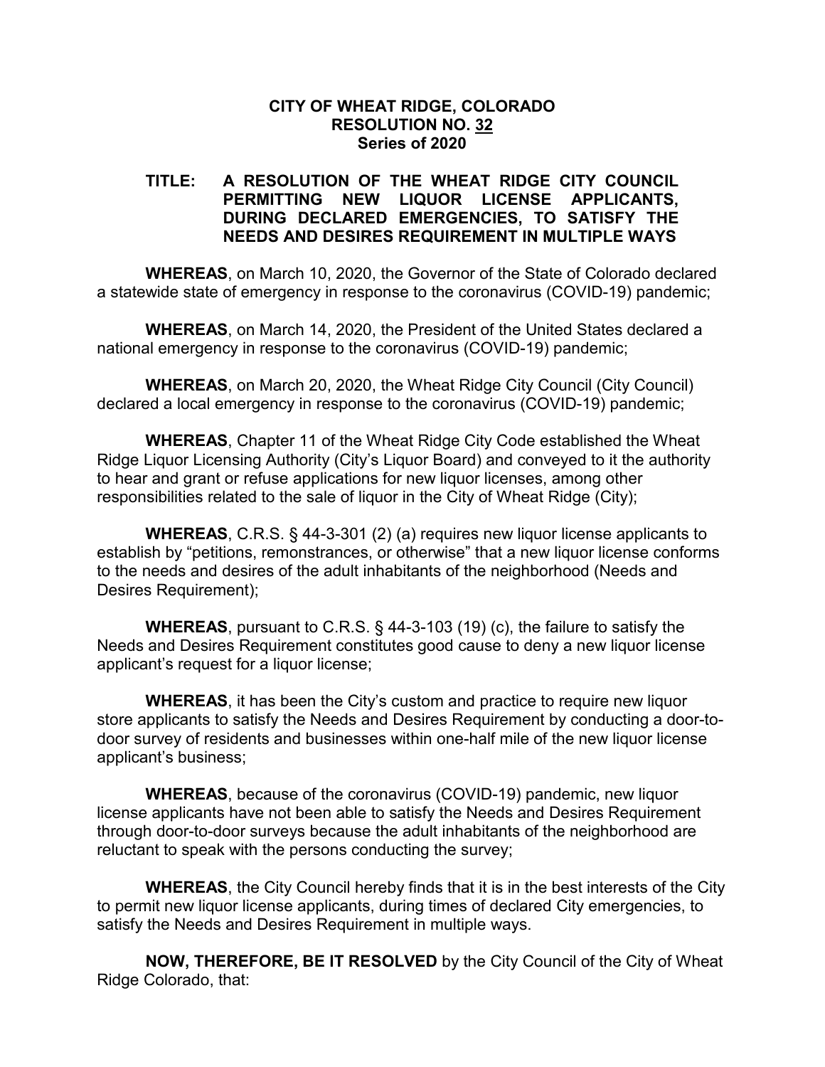# CITY OF WHEAT RIDGE, COLORADO
# RESOLUTION NO. 32
# Series of 2020

**TITLE: A RESOLUTION OF THE WHEAT RIDGE CITY COUNCIL PERMITTING NEW LIQUOR LICENSE APPLICANTS, DURING DECLARED EMERGENCIES, TO SATISFY THE NEEDS AND DESIRES REQUIREMENT IN MULTIPLE WAYS**

**WHEREAS**, on March 10, 2020, the Governor of the State of Colorado declared a statewide state of emergency in response to the coronavirus (COVID-19) pandemic;

**WHEREAS**, on March 14, 2020, the President of the United States declared a national emergency in response to the coronavirus (COVID-19) pandemic;

**WHEREAS**, on March 20, 2020, the Wheat Ridge City Council (City Council) declared a local emergency in response to the coronavirus (COVID-19) pandemic;

**WHEREAS**, Chapter 11 of the Wheat Ridge City Code established the Wheat Ridge Liquor Licensing Authority (City's Liquor Board) and conveyed to it the authority to hear and grant or refuse applications for new liquor licenses, among other responsibilities related to the sale of liquor in the City of Wheat Ridge (City);

**WHEREAS**, C.R.S. § 44-3-301 (2) (a) requires new liquor license applicants to establish by "petitions, remonstrances, or otherwise" that a new liquor license conforms to the needs and desires of the adult inhabitants of the neighborhood (Needs and Desires Requirement);

**WHEREAS**, pursuant to C.R.S. § 44-3-103 (19) (c), the failure to satisfy the Needs and Desires Requirement constitutes good cause to deny a new liquor license applicant's request for a liquor license;

**WHEREAS**, it has been the City's custom and practice to require new liquor store applicants to satisfy the Needs and Desires Requirement by conducting a door-to-door survey of residents and businesses within one-half mile of the new liquor license applicant's business;

**WHEREAS**, because of the coronavirus (COVID-19) pandemic, new liquor license applicants have not been able to satisfy the Needs and Desires Requirement through door-to-door surveys because the adult inhabitants of the neighborhood are reluctant to speak with the persons conducting the survey;

**WHEREAS**, the City Council hereby finds that it is in the best interests of the City to permit new liquor license applicants, during times of declared City emergencies, to satisfy the Needs and Desires Requirement in multiple ways.

**NOW, THEREFORE, BE IT RESOLVED** by the City Council of the City of Wheat Ridge Colorado, that: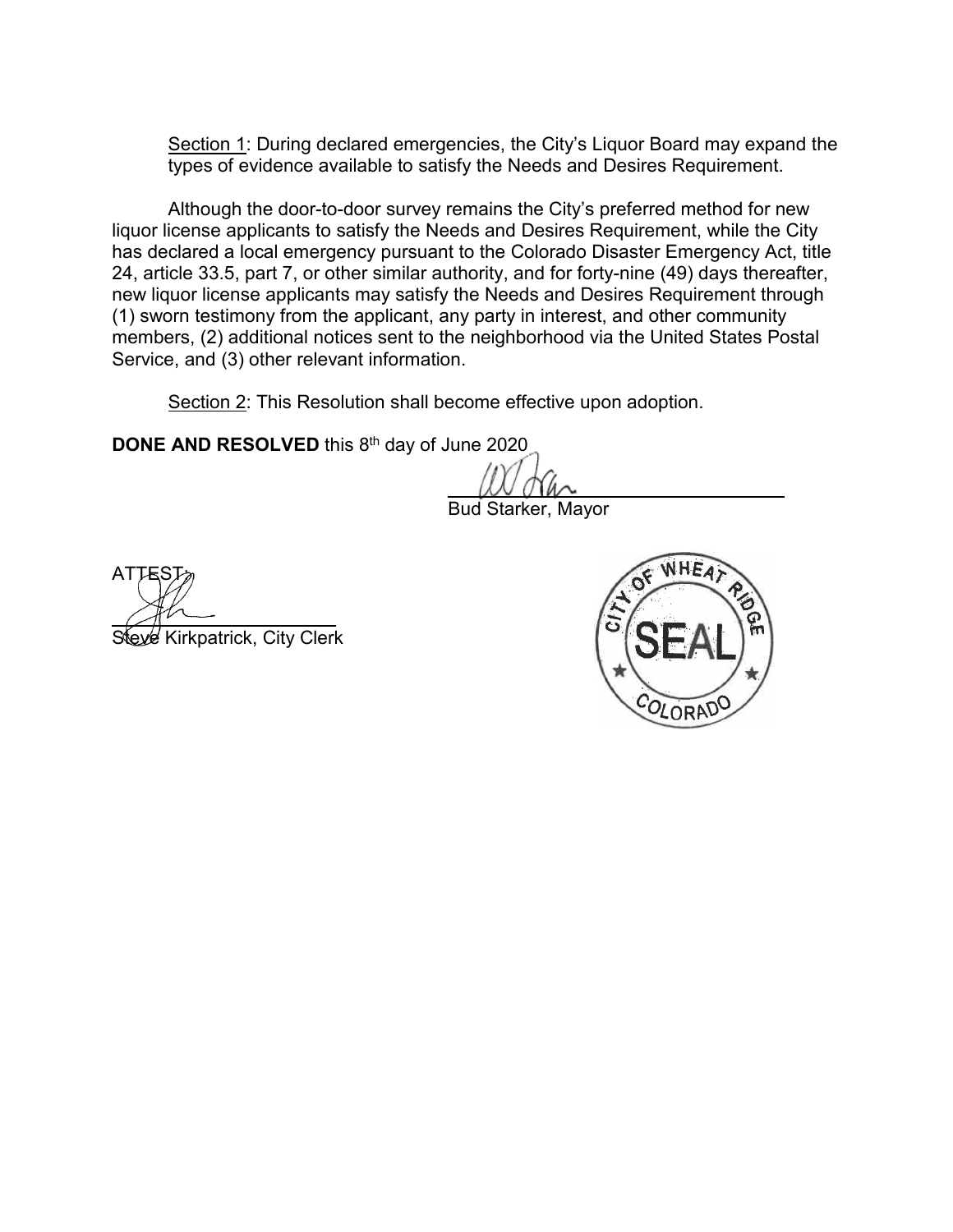Section 1: During declared emergencies, the City's Liquor Board may expand the types of evidence available to satisfy the Needs and Desires Requirement.

Although the door-to-door survey remains the City's preferred method for new liquor license applicants to satisfy the Needs and Desires Requirement, while the City has declared a local emergency pursuant to the Colorado Disaster Emergency Act, title 24, article 33.5, part 7, or other similar authority, and for forty-nine (49) days thereafter, new liquor license applicants may satisfy the Needs and Desires Requirement through (1) sworn testimony from the applicant, any party in interest, and other community members, (2) additional notices sent to the neighborhood via the United States Postal Service, and (3) other relevant information.

Section 2: This Resolution shall become effective upon adoption.

**DONE AND RESOLVED** this 8th day of June 2020

Bud Starker, Mayor

ATTEST:

Steve Kirkpatrick, City Clerk

CITY OF WHEAT RIDGE SEAL COLORADO